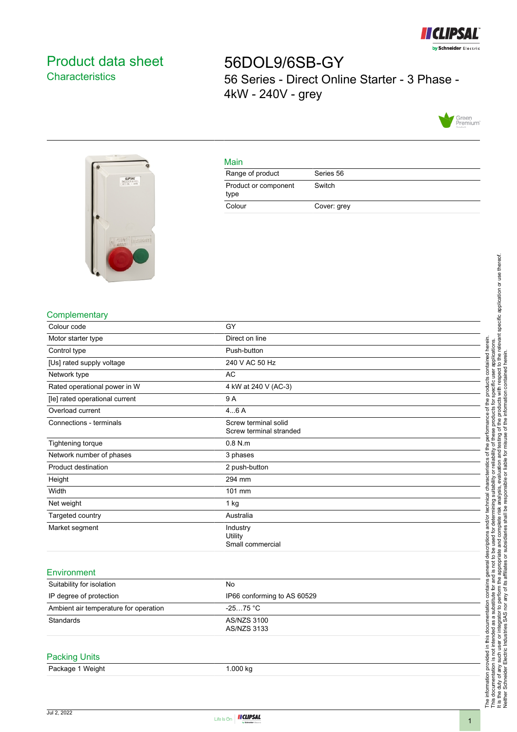# Product data sheet
## Characteristics

# 56DOL9/6SB-GY
56 Series - Direct Online Starter - 3 Phase - 4kW - 240V - grey

### Main

| | |
|---|---|
| Range of product | Series 56 |
| Product or component type | Switch |
| Colour | Cover: grey |

### Complementary

| | |
|---|---|
| Colour code | GY |
| Motor starter type | Direct on line |
| Control type | Push-button |
| [Us] rated supply voltage | 240 V AC 50 Hz |
| Network type | AC |
| Rated operational power in W | 4 kW at 240 V (AC-3) |
| [Ie] rated operational current | 9 A |
| Overload current | 4…6 A |
| Connections - terminals | Screw terminal solid<br>Screw terminal stranded |
| Tightening torque | 0.8 N.m |
| Network number of phases | 3 phases |
| Product destination | 2 push-button |
| Height | 294 mm |
| Width | 101 mm |
| Net weight | 1 kg |
| Targeted country | Australia |
| Market segment | Industry<br>Utility<br>Small commercial |

### Environment

| | |
|---|---|
| Suitability for isolation | No |
| IP degree of protection | IP66 conforming to AS 60529 |
| Ambient air temperature for operation | -25…75 °C |
| Standards | AS/NZS 3100<br>AS/NZS 3133 |

### Packing Units

| | |
|---|---|
| Package 1 Weight | 1.000 kg |

The information provided in this documentation contains general descriptions and/or technical characteristics of the performance of the products contained herein. This documentation is not intended as a substitute for and is not to be used for determining suitability or reliability of these products for specific user applications. It is the duty of any such user or integrator to perform the appropriate and complete risk analysis, evaluation and testing of the products with respect to the relevant specific application or use thereof. Neither Schneider Electric Industries SAS nor any of its affiliates or subsidiaries shall be responsible or liable for misuse of the information contained herein.

Jul 2, 2022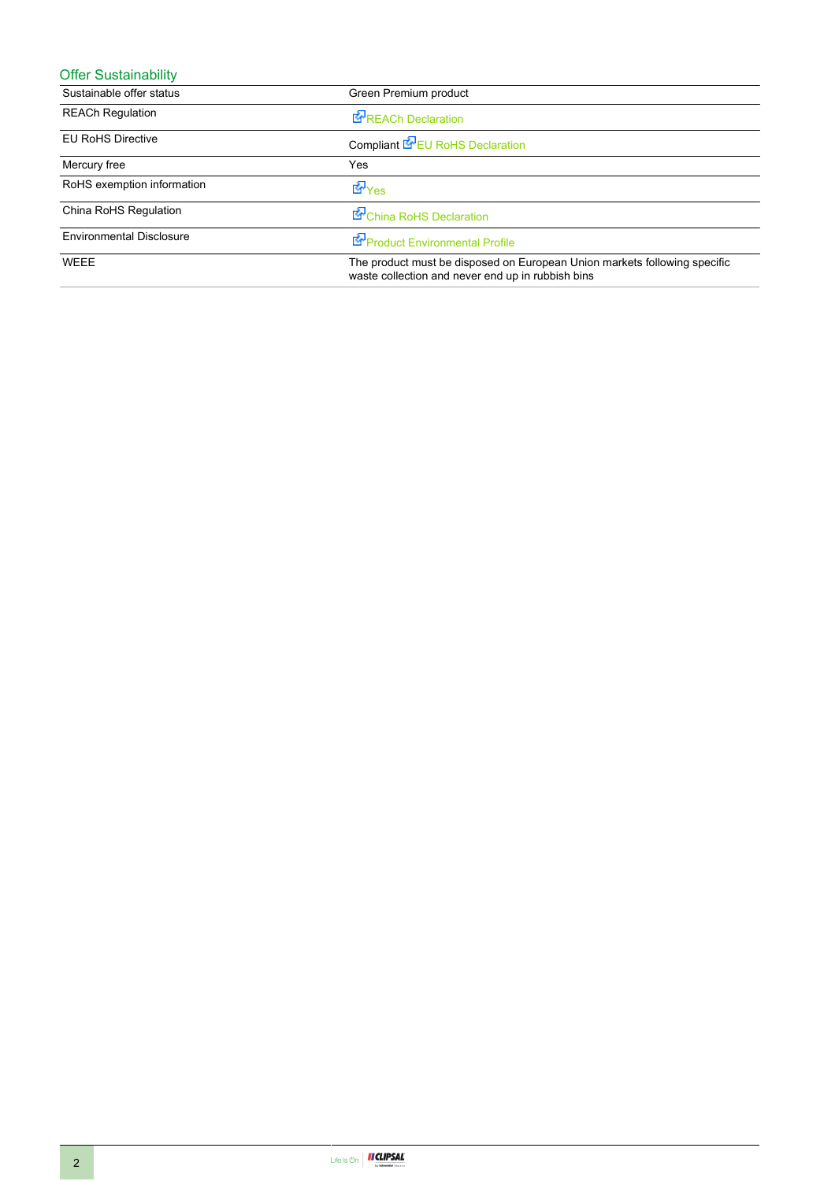## Offer Sustainability

| | |
|---|---|
| Sustainable offer status | Green Premium product |
| REACh Regulation | REACh Declaration |
| EU RoHS Directive | Compliant EU RoHS Declaration |
| Mercury free | Yes |
| RoHS exemption information | Yes |
| China RoHS Regulation | China RoHS Declaration |
| Environmental Disclosure | Product Environmental Profile |
| WEEE | The product must be disposed on European Union markets following specific waste collection and never end up in rubbish bins |